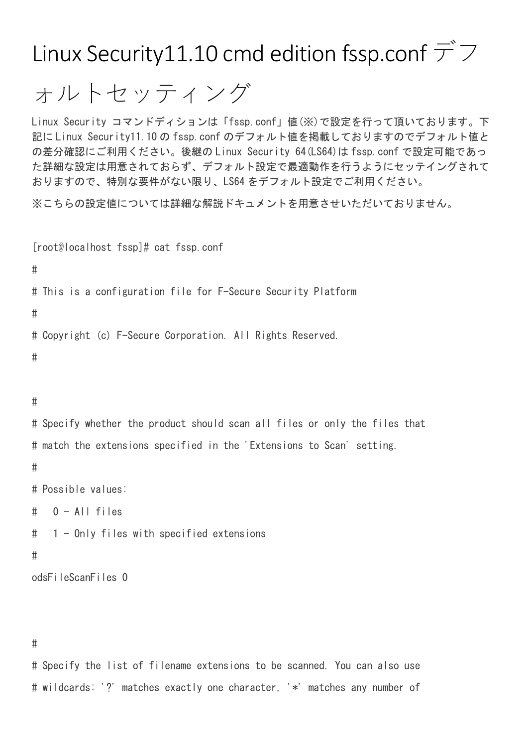# Linux Security11.10 cmd edition fssp.conf デフォルトセッティング

Linux Security コマンドディションは「fssp.conf」値(※)で設定を行って頂いております。下記にLinux Security11.10 のfssp.conf のデフォルト値を掲載しておりますのでデフォルト値との差分確認にご利用ください。後継のLinux Security 64(LS64)はfssp.conf で設定可能であった詳細な設定は用意されておらず、デフォルト設定で最適動作を行うようにセッテイングされておりますので、特別な要件がない限り、LS64 をデフォルト設定でご利用ください。

※こちらの設定値については詳細な解説ドキュメントを用意させいただいておりません。

```
[root@localhost fssp]# cat fssp.conf
#
# This is a configuration file for F-Secure Security Platform
#
# Copyright (c) F-Secure Corporation. All Rights Reserved.
#

#
# Specify whether the product should scan all files or only the files that
# match the extensions specified in the 'Extensions to Scan' setting.
#
# Possible values:
#   0 - All files
#   1 - Only files with specified extensions
#
odsFileScanFiles 0


#
# Specify the list of filename extensions to be scanned. You can also use
# wildcards: '?' matches exactly one character, '*' matches any number of
```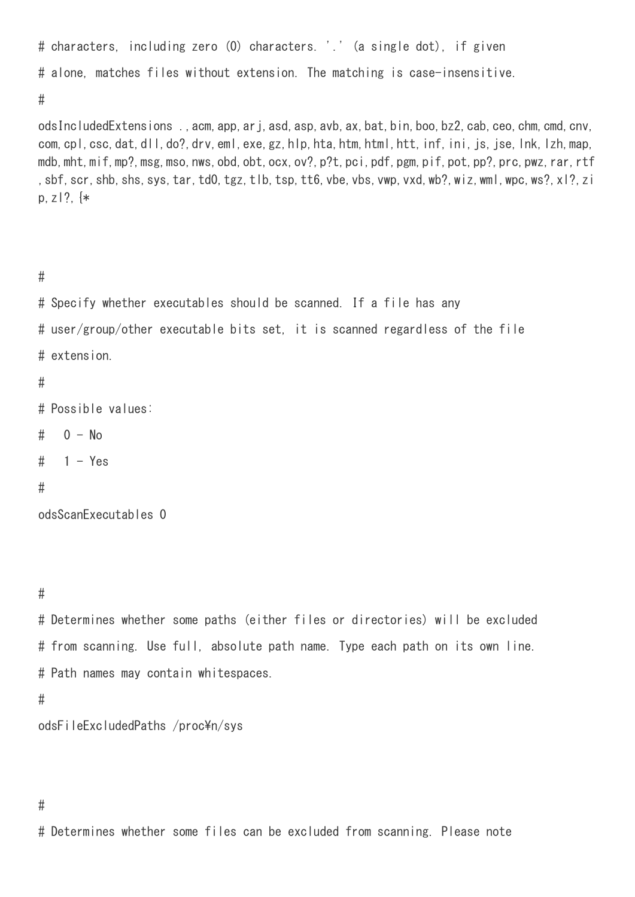```
# characters, including zero (0) characters. '.' (a single dot), if given
# alone, matches files without extension. The matching is case-insensitive.
#
odsIncludedExtensions .,acm,app,arj,asd,asp,avb,ax,bat,bin,boo,bz2,cab,ceo,chm,cmd,cnv,com,cpl,csc,dat,dll,do?,drv,eml,exe,gz,hlp,hta,htm,html,htt,inf,ini,js,jse,lnk,lzh,map,mdb,mht,mif,mp?,msg,mso,nws,obd,obt,ocx,ov?,p?t,pci,pdf,pgm,pif,pot,pp?,prc,pwz,rar,rtf,sbf,scr,shb,shs,sys,tar,td0,tgz,tlb,tsp,tt6,vbe,vbs,vwp,vxd,wb?,wiz,wml,wpc,ws?,xl?,zip,zl?,{*


#
# Specify whether executables should be scanned. If a file has any
# user/group/other executable bits set, it is scanned regardless of the file
# extension.
#
# Possible values:
#   0 - No
#   1 - Yes
#
odsScanExecutables 0


#
# Determines whether some paths (either files or directories) will be excluded
# from scanning. Use full, absolute path name. Type each path on its own line.
# Path names may contain whitespaces.
#
odsFileExcludedPaths /proc¥n/sys


#
# Determines whether some files can be excluded from scanning. Please note
```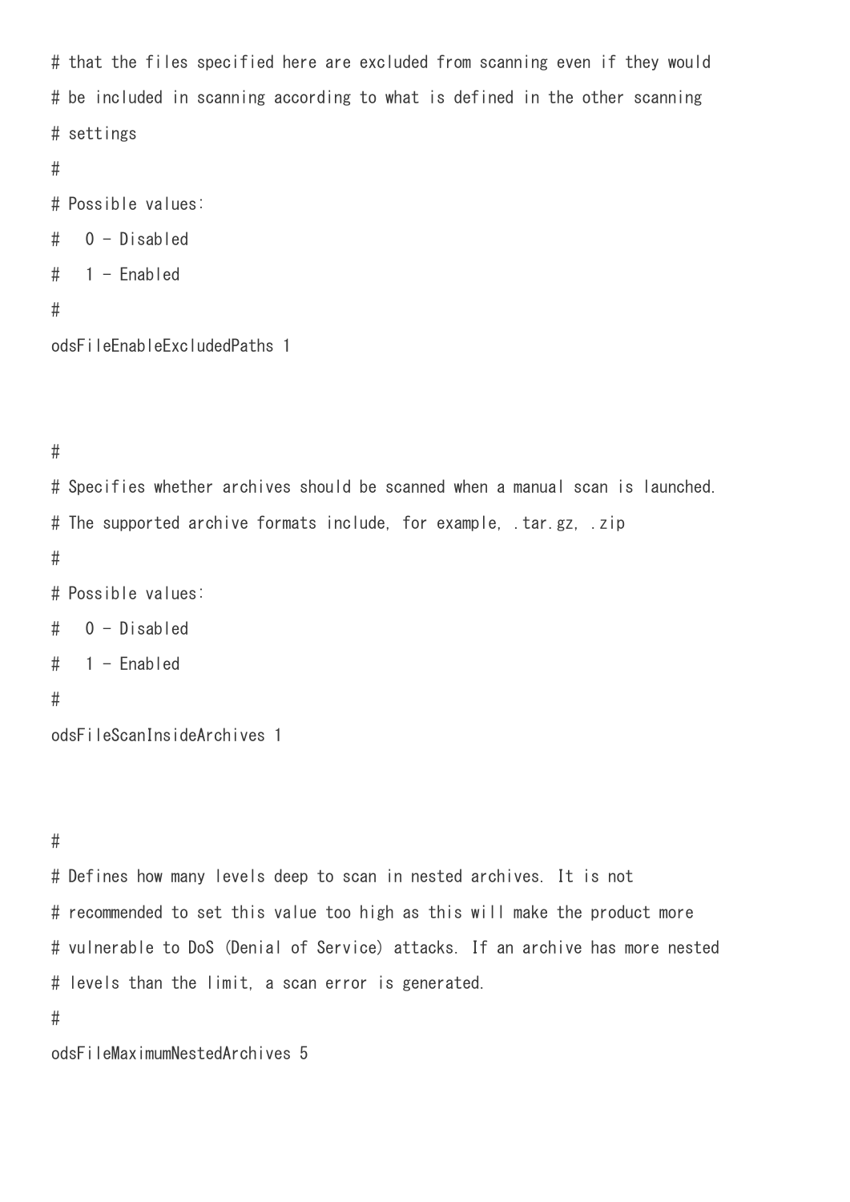```
# that the files specified here are excluded from scanning even if they would
# be included in scanning according to what is defined in the other scanning
# settings
#
# Possible values:
#   0 - Disabled
#   1 - Enabled
#
odsFileEnableExcludedPaths 1


#
# Specifies whether archives should be scanned when a manual scan is launched.
# The supported archive formats include, for example, .tar.gz, .zip
#
# Possible values:
#   0 - Disabled
#   1 - Enabled
#
odsFileScanInsideArchives 1


#
# Defines how many levels deep to scan in nested archives. It is not
# recommended to set this value too high as this will make the product more
# vulnerable to DoS (Denial of Service) attacks. If an archive has more nested
# levels than the limit, a scan error is generated.
#
odsFileMaximumNestedArchives 5
```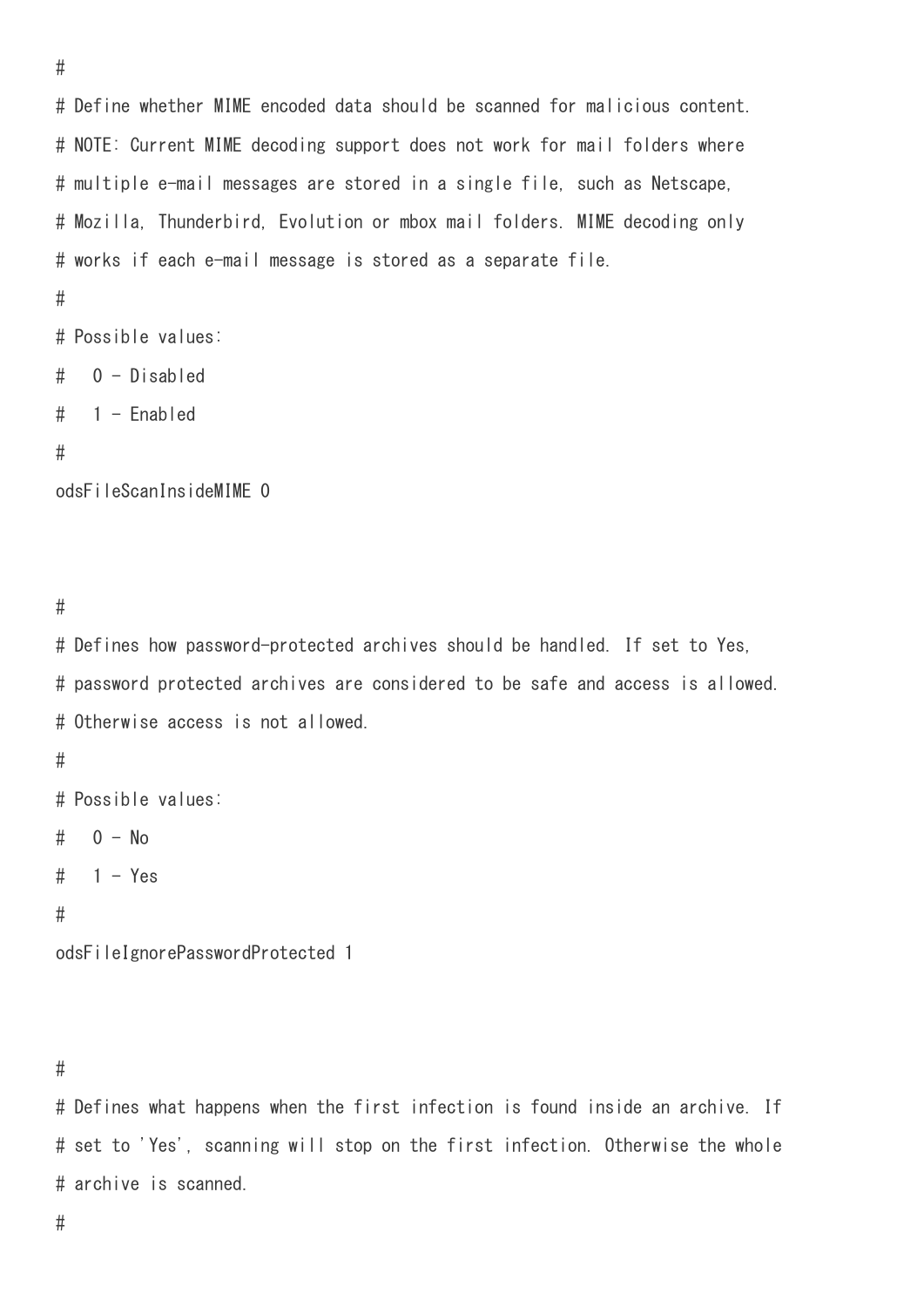```
#
# Define whether MIME encoded data should be scanned for malicious content.
# NOTE: Current MIME decoding support does not work for mail folders where
# multiple e-mail messages are stored in a single file, such as Netscape,
# Mozilla, Thunderbird, Evolution or mbox mail folders. MIME decoding only
# works if each e-mail message is stored as a separate file.
#
# Possible values:
#   0 - Disabled
#   1 - Enabled
#
odsFileScanInsideMIME 0


#
# Defines how password-protected archives should be handled. If set to Yes,
# password protected archives are considered to be safe and access is allowed.
# Otherwise access is not allowed.
#
# Possible values:
#   0 - No
#   1 - Yes
#
odsFileIgnorePasswordProtected 1


#
# Defines what happens when the first infection is found inside an archive. If
# set to 'Yes', scanning will stop on the first infection. Otherwise the whole
# archive is scanned.
#
```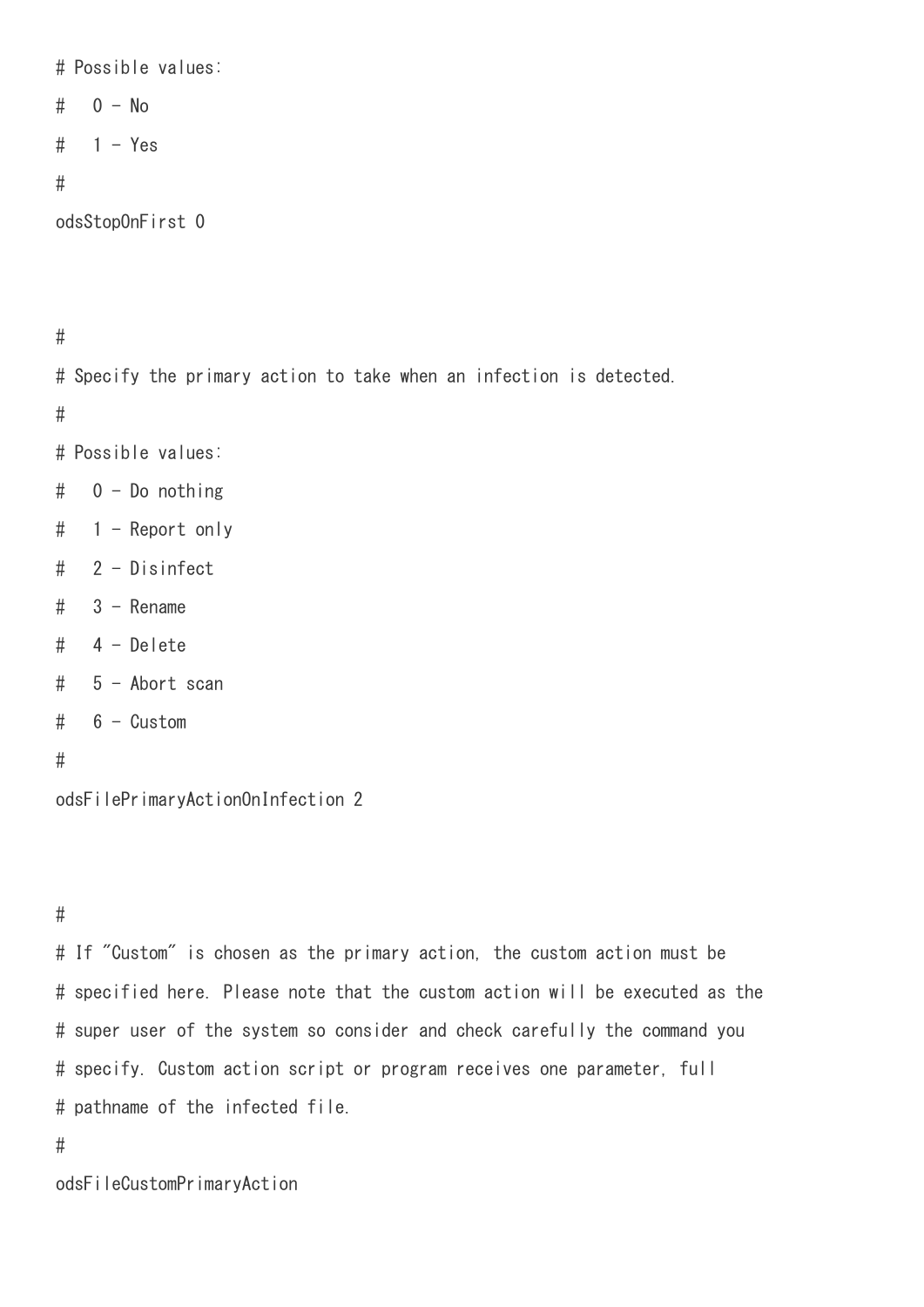```
# Possible values:
#   0 - No
#   1 - Yes
#
odsStopOnFirst 0


#
# Specify the primary action to take when an infection is detected.
#
# Possible values:
#   0 - Do nothing
#   1 - Report only
#   2 - Disinfect
#   3 - Rename
#   4 - Delete
#   5 - Abort scan
#   6 - Custom
#
odsFilePrimaryActionOnInfection 2


#
# If "Custom" is chosen as the primary action, the custom action must be
# specified here. Please note that the custom action will be executed as the
# super user of the system so consider and check carefully the command you
# specify. Custom action script or program receives one parameter, full
# pathname of the infected file.
#
odsFileCustomPrimaryAction
```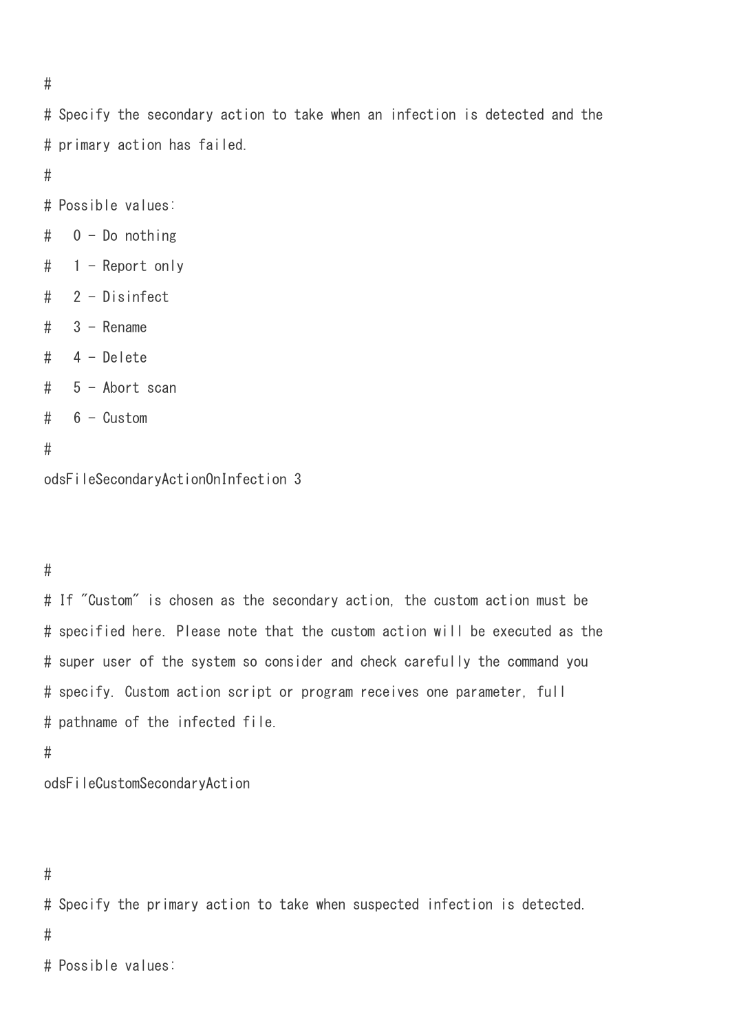```
#
# Specify the secondary action to take when an infection is detected and the
# primary action has failed.
#
# Possible values:
#   0 - Do nothing
#   1 - Report only
#   2 - Disinfect
#   3 - Rename
#   4 - Delete
#   5 - Abort scan
#   6 - Custom
#
odsFileSecondaryActionOnInfection 3


#
# If "Custom" is chosen as the secondary action, the custom action must be
# specified here. Please note that the custom action will be executed as the
# super user of the system so consider and check carefully the command you
# specify. Custom action script or program receives one parameter, full
# pathname of the infected file.
#
odsFileCustomSecondaryAction


#
# Specify the primary action to take when suspected infection is detected.
#
# Possible values:
```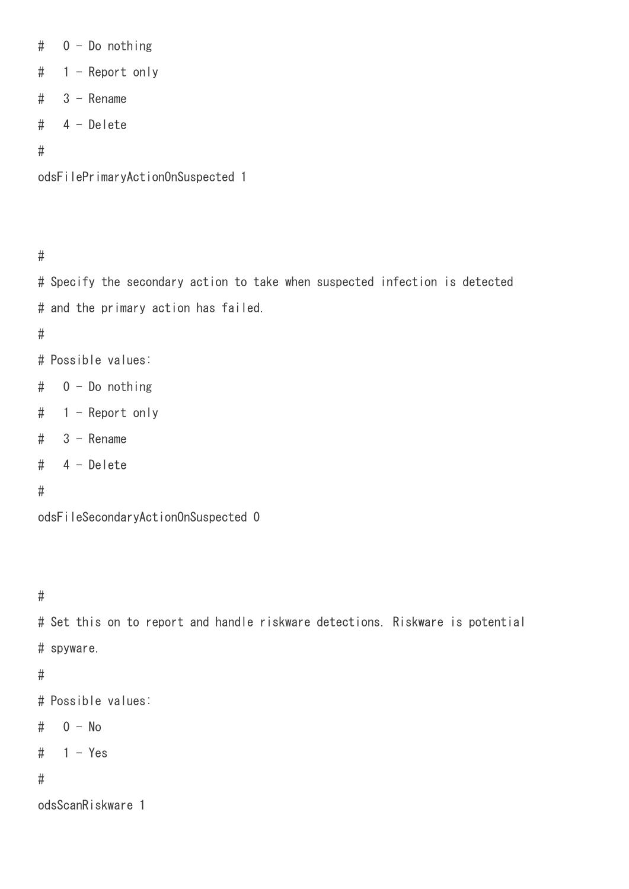```
#   0 - Do nothing
#   1 - Report only
#   3 - Rename
#   4 - Delete
#
odsFilePrimaryActionOnSuspected 1


#
# Specify the secondary action to take when suspected infection is detected
# and the primary action has failed.
#
# Possible values:
#   0 - Do nothing
#   1 - Report only
#   3 - Rename
#   4 - Delete
#
odsFileSecondaryActionOnSuspected 0


#
# Set this on to report and handle riskware detections. Riskware is potential
# spyware.
#
# Possible values:
#   0 - No
#   1 - Yes
#
odsScanRiskware 1
```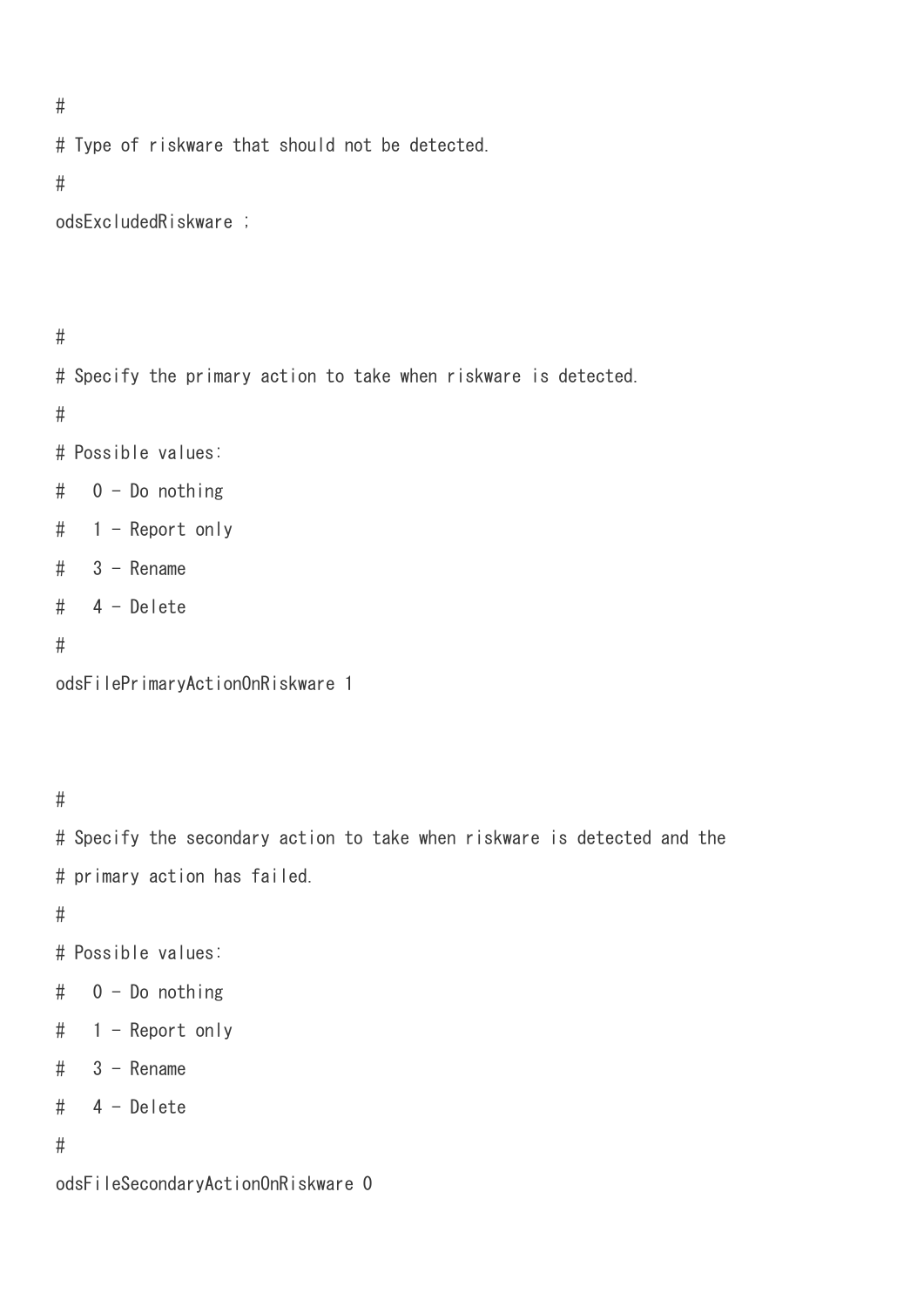```
#
# Type of riskware that should not be detected.
#
odsExcludedRiskware ;


#
# Specify the primary action to take when riskware is detected.
#
# Possible values:
#   0 - Do nothing
#   1 - Report only
#   3 - Rename
#   4 - Delete
#
odsFilePrimaryActionOnRiskware 1


#
# Specify the secondary action to take when riskware is detected and the
# primary action has failed.
#
# Possible values:
#   0 - Do nothing
#   1 - Report only
#   3 - Rename
#   4 - Delete
#
odsFileSecondaryActionOnRiskware 0
```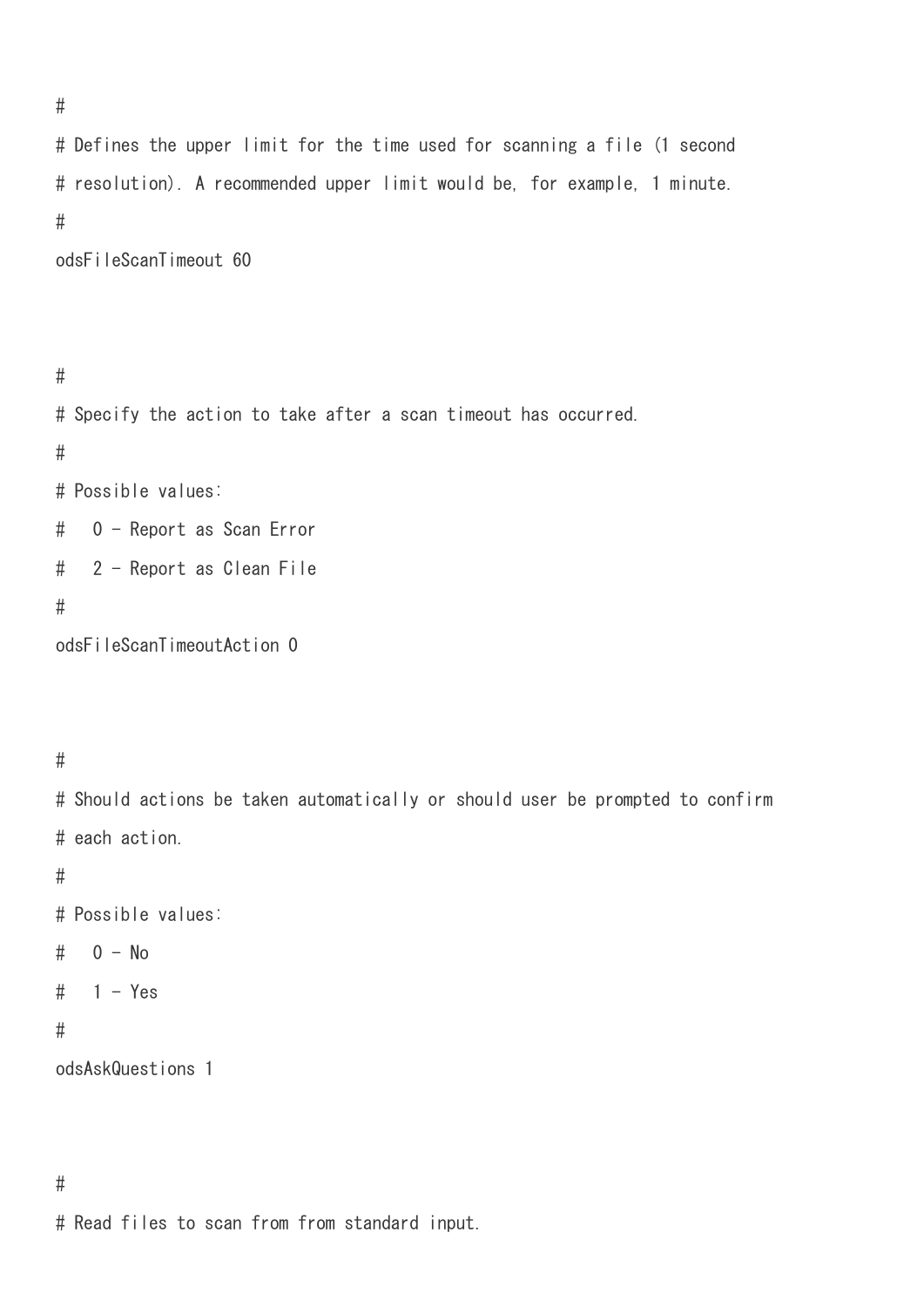```
#
# Defines the upper limit for the time used for scanning a file (1 second
# resolution). A recommended upper limit would be, for example, 1 minute.
#
odsFileScanTimeout 60


#
# Specify the action to take after a scan timeout has occurred.
#
# Possible values:
#   0 - Report as Scan Error
#   2 - Report as Clean File
#
odsFileScanTimeoutAction 0


#
# Should actions be taken automatically or should user be prompted to confirm
# each action.
#
# Possible values:
#   0 - No
#   1 - Yes
#
odsAskQuestions 1


#
# Read files to scan from from standard input.
```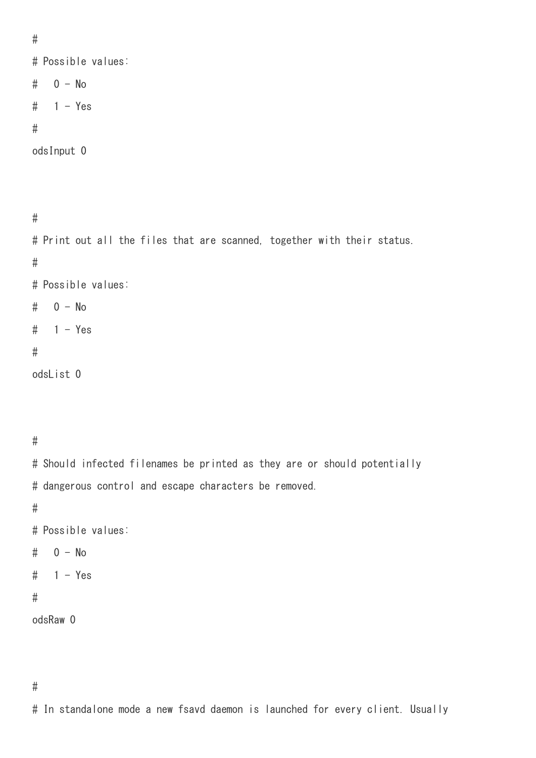```
#
# Possible values:
#   0 - No
#   1 - Yes
#
odsInput 0



#
# Print out all the files that are scanned, together with their status.
#
# Possible values:
#   0 - No
#   1 - Yes
#
odsList 0



#
# Should infected filenames be printed as they are or should potentially
# dangerous control and escape characters be removed.
#
# Possible values:
#   0 - No
#   1 - Yes
#
odsRaw 0



#
# In standalone mode a new fsavd daemon is launched for every client. Usually
```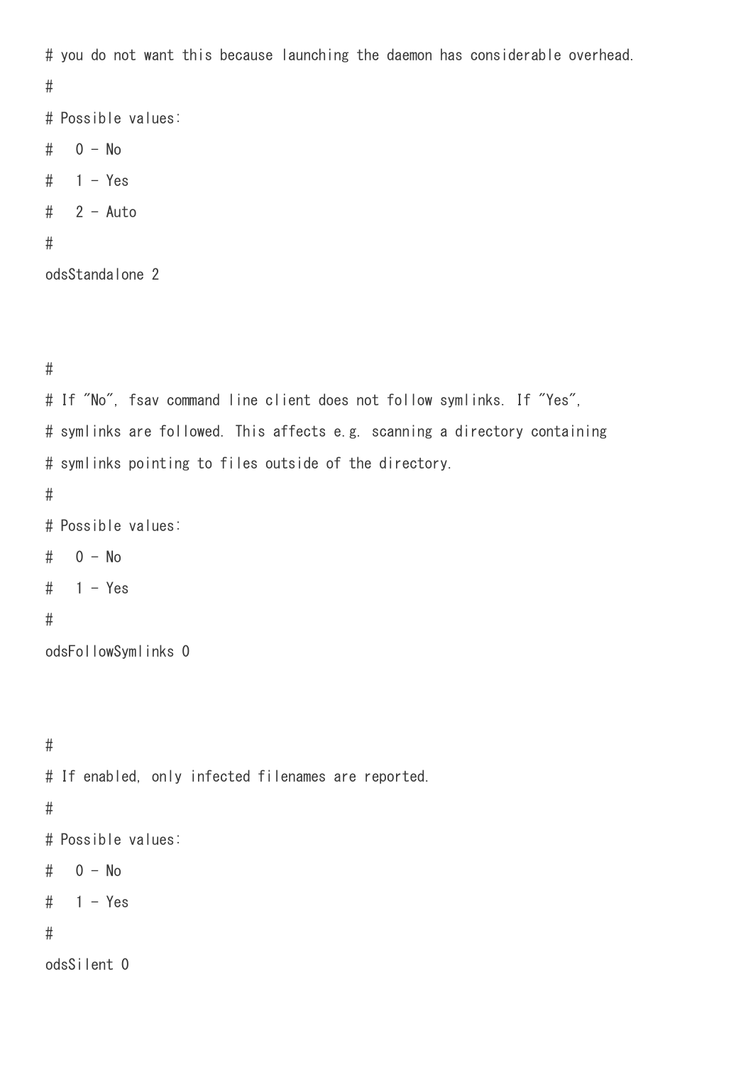```
# you do not want this because launching the daemon has considerable overhead.
#
# Possible values:
#   0 - No
#   1 - Yes
#   2 - Auto
#
odsStandalone 2


#
# If "No", fsav command line client does not follow symlinks. If "Yes",
# symlinks are followed. This affects e.g. scanning a directory containing
# symlinks pointing to files outside of the directory.
#
# Possible values:
#   0 - No
#   1 - Yes
#
odsFollowSymlinks 0


#
# If enabled, only infected filenames are reported.
#
# Possible values:
#   0 - No
#   1 - Yes
#
odsSilent 0
```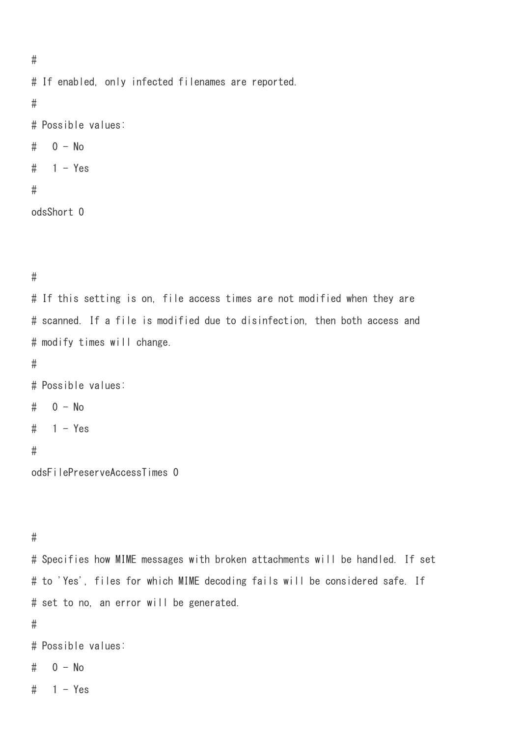```
#
# If enabled, only infected filenames are reported.
#
# Possible values:
#   0 - No
#   1 - Yes
#
odsShort 0


#
# If this setting is on, file access times are not modified when they are
# scanned. If a file is modified due to disinfection, then both access and
# modify times will change.
#
# Possible values:
#   0 - No
#   1 - Yes
#
odsFilePreserveAccessTimes 0


#
# Specifies how MIME messages with broken attachments will be handled. If set
# to 'Yes', files for which MIME decoding fails will be considered safe. If
# set to no, an error will be generated.
#
# Possible values:
#   0 - No
#   1 - Yes
```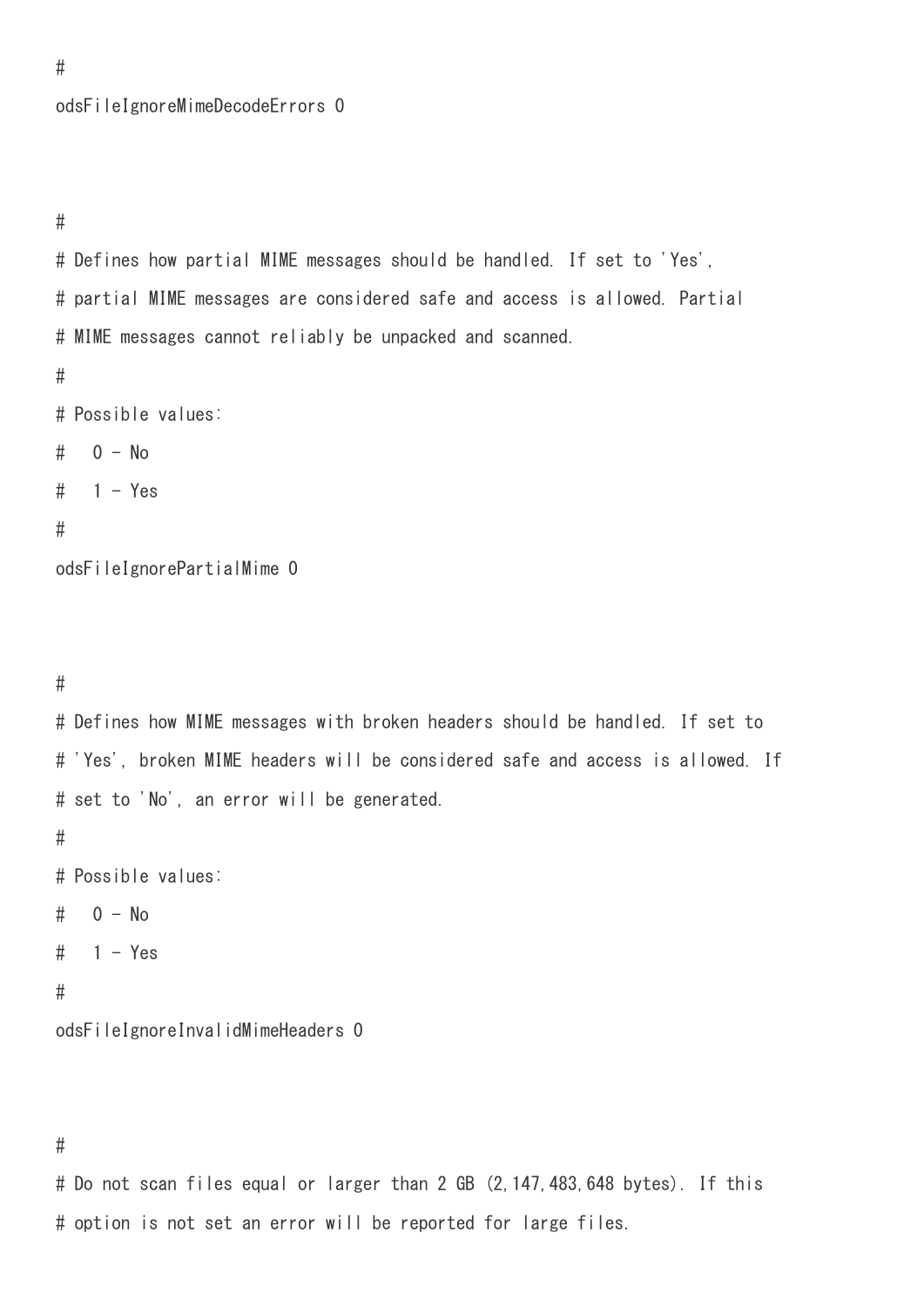```
#
odsFileIgnoreMimeDecodeErrors 0


#
# Defines how partial MIME messages should be handled. If set to 'Yes',
# partial MIME messages are considered safe and access is allowed. Partial
# MIME messages cannot reliably be unpacked and scanned.
#
# Possible values:
#   0 - No
#   1 - Yes
#
odsFileIgnorePartialMime 0


#
# Defines how MIME messages with broken headers should be handled. If set to
# 'Yes', broken MIME headers will be considered safe and access is allowed. If
# set to 'No', an error will be generated.
#
# Possible values:
#   0 - No
#   1 - Yes
#
odsFileIgnoreInvalidMimeHeaders 0


#
# Do not scan files equal or larger than 2 GB (2,147,483,648 bytes). If this
# option is not set an error will be reported for large files.
```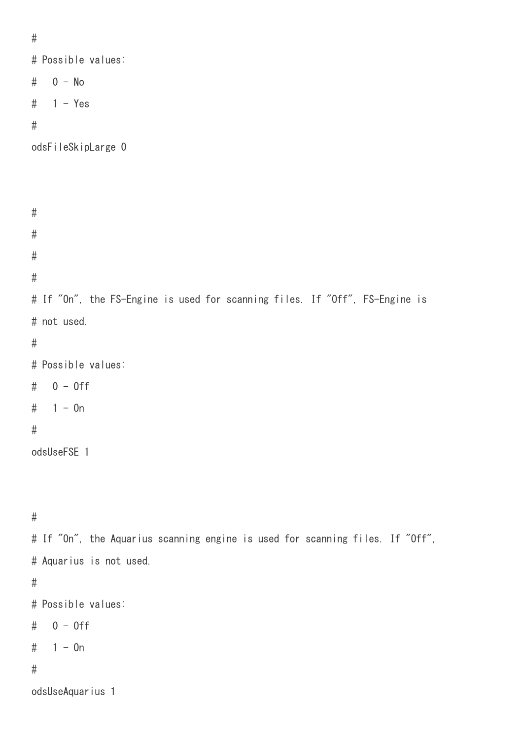```
#
# Possible values:
#   0 - No
#   1 - Yes
#
odsFileSkipLarge 0



#
#
#
#
# If "On", the FS-Engine is used for scanning files. If "Off", FS-Engine is
# not used.
#
# Possible values:
#   0 - Off
#   1 - On
#
odsUseFSE 1



#
# If "On", the Aquarius scanning engine is used for scanning files. If "Off",
# Aquarius is not used.
#
# Possible values:
#   0 - Off
#   1 - On
#
odsUseAquarius 1
```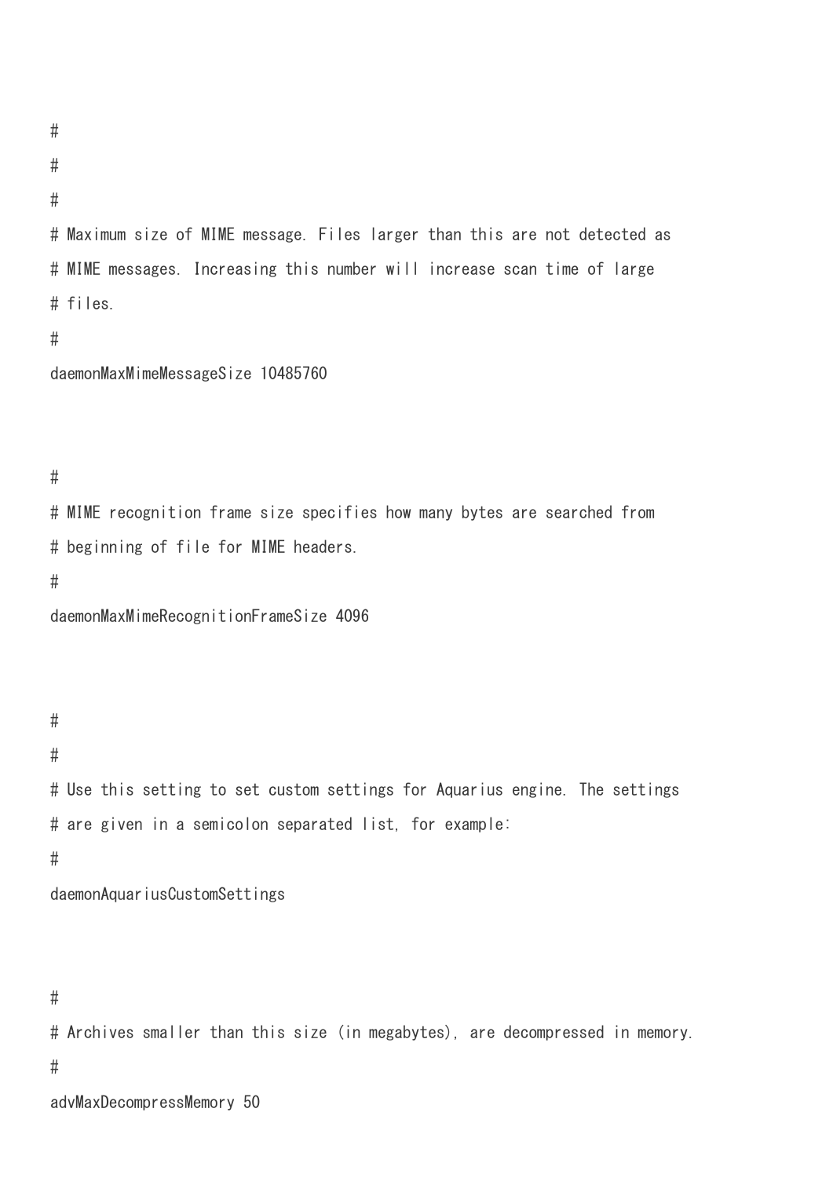```
#
#
#
# Maximum size of MIME message. Files larger than this are not detected as
# MIME messages. Increasing this number will increase scan time of large
# files.
#
daemonMaxMimeMessageSize 10485760


#
# MIME recognition frame size specifies how many bytes are searched from
# beginning of file for MIME headers.
#
daemonMaxMimeRecognitionFrameSize 4096


#
#
# Use this setting to set custom settings for Aquarius engine. The settings
# are given in a semicolon separated list, for example:
#
daemonAquariusCustomSettings


#
# Archives smaller than this size (in megabytes), are decompressed in memory.
#
advMaxDecompressMemory 50
```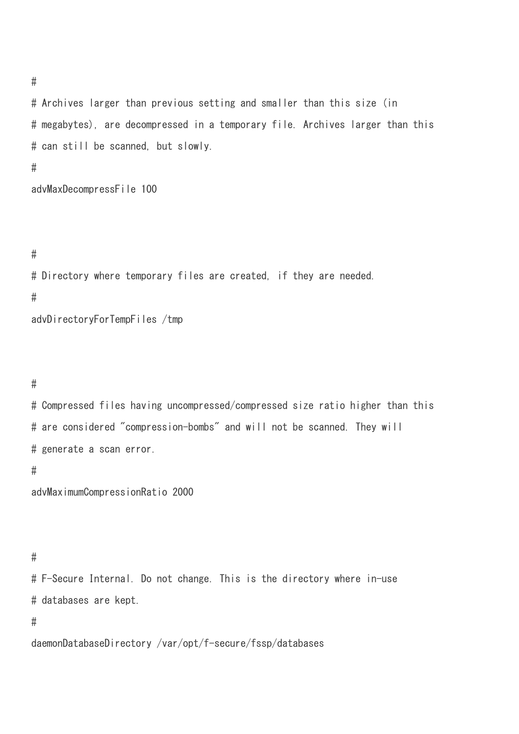```
#
# Archives larger than previous setting and smaller than this size (in
# megabytes), are decompressed in a temporary file. Archives larger than this
# can still be scanned, but slowly.
#
advMaxDecompressFile 100


#
# Directory where temporary files are created, if they are needed.
#
advDirectoryForTempFiles /tmp


#
# Compressed files having uncompressed/compressed size ratio higher than this
# are considered "compression-bombs" and will not be scanned. They will
# generate a scan error.
#
advMaximumCompressionRatio 2000


#
# F-Secure Internal. Do not change. This is the directory where in-use
# databases are kept.
#
daemonDatabaseDirectory /var/opt/f-secure/fssp/databases
```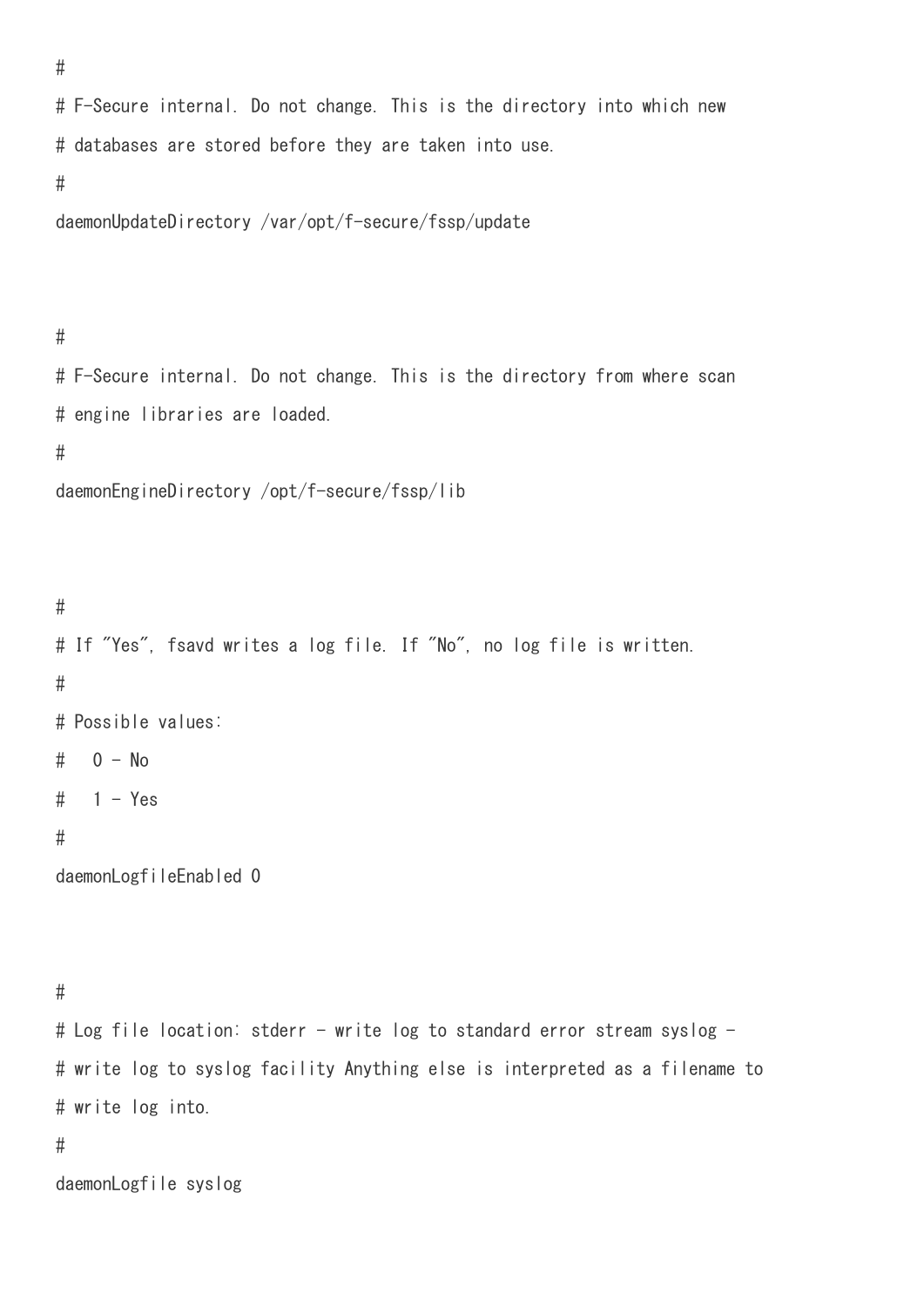```
#
# F-Secure internal. Do not change. This is the directory into which new
# databases are stored before they are taken into use.
#
daemonUpdateDirectory /var/opt/f-secure/fssp/update



#
# F-Secure internal. Do not change. This is the directory from where scan
# engine libraries are loaded.
#
daemonEngineDirectory /opt/f-secure/fssp/lib



#
# If "Yes", fsavd writes a log file. If "No", no log file is written.
#
# Possible values:
#   0 - No
#   1 - Yes
#
daemonLogfileEnabled 0



#
# Log file location: stderr - write log to standard error stream syslog -
# write log to syslog facility Anything else is interpreted as a filename to
# write log into.
#
daemonLogfile syslog
```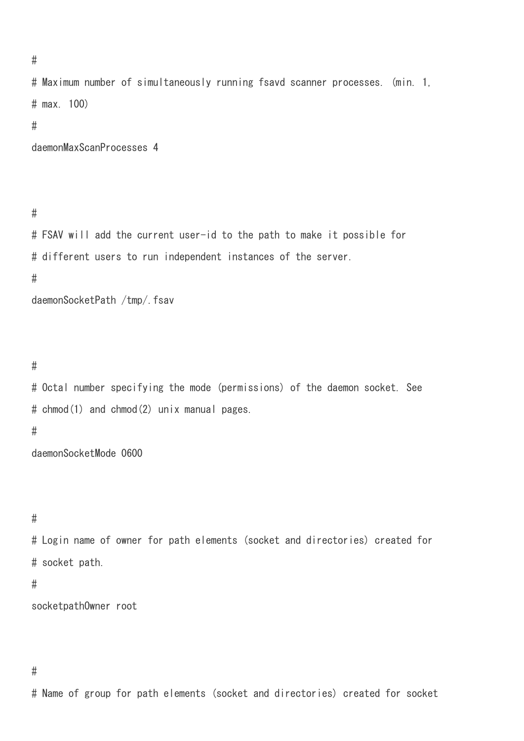```
#
# Maximum number of simultaneously running fsavd scanner processes. (min. 1,
# max. 100)
#
daemonMaxScanProcesses 4


#
# FSAV will add the current user-id to the path to make it possible for
# different users to run independent instances of the server.
#
daemonSocketPath /tmp/.fsav


#
# Octal number specifying the mode (permissions) of the daemon socket. See
# chmod(1) and chmod(2) unix manual pages.
#
daemonSocketMode 0600


#
# Login name of owner for path elements (socket and directories) created for
# socket path.
#
socketpathOwner root


#
# Name of group for path elements (socket and directories) created for socket
```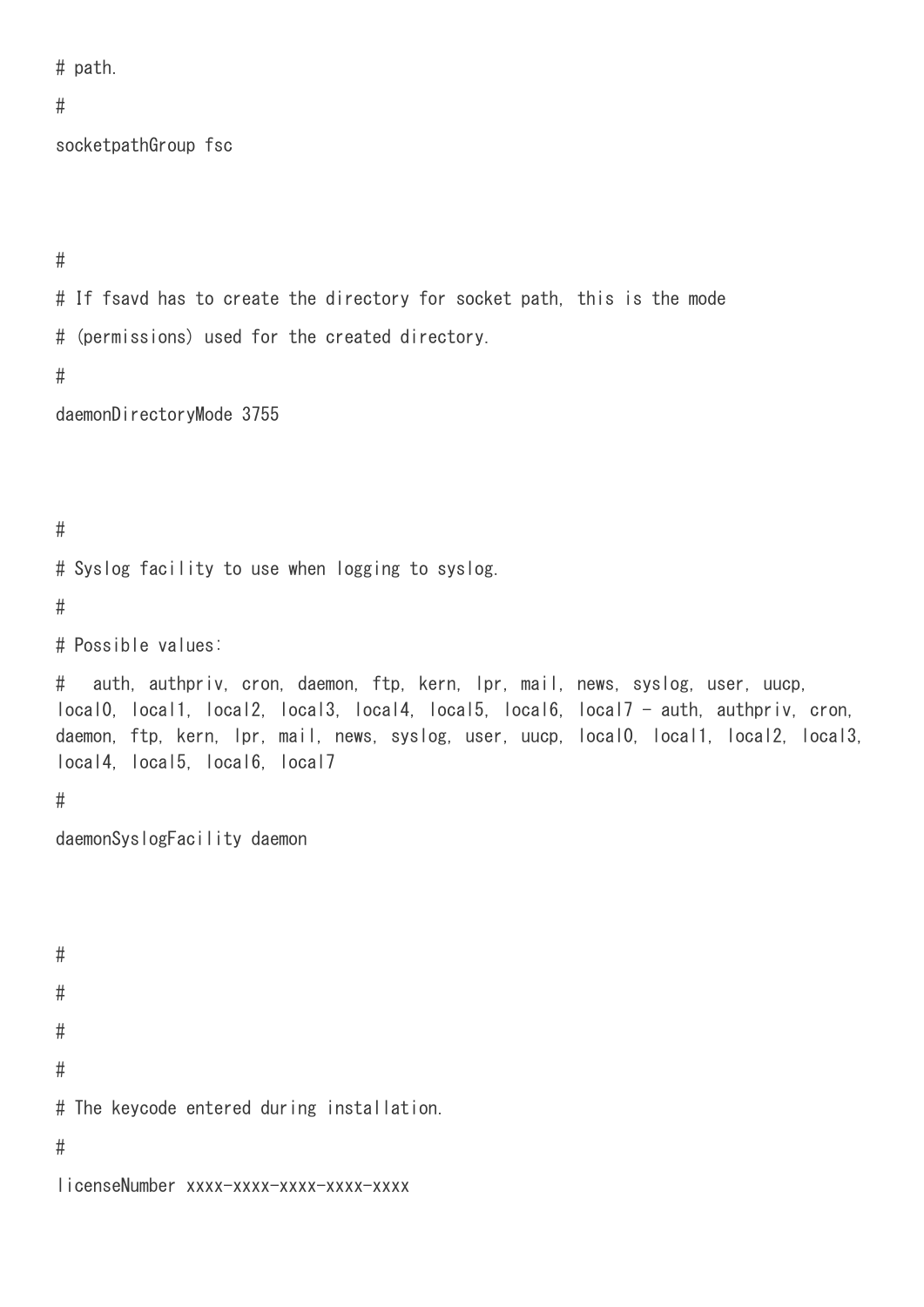```
# path.
#
socketpathGroup fsc


#
# If fsavd has to create the directory for socket path, this is the mode
# (permissions) used for the created directory.
#
daemonDirectoryMode 3755


#
# Syslog facility to use when logging to syslog.
#
# Possible values:
#   auth, authpriv, cron, daemon, ftp, kern, lpr, mail, news, syslog, user, uucp, local0, local1, local2, local3, local4, local5, local6, local7 - auth, authpriv, cron, daemon, ftp, kern, lpr, mail, news, syslog, user, uucp, local0, local1, local2, local3, local4, local5, local6, local7
#
daemonSyslogFacility daemon


#
#
#
#
# The keycode entered during installation.
#
licenseNumber xxxx-xxxx-xxxx-xxxx-xxxx
```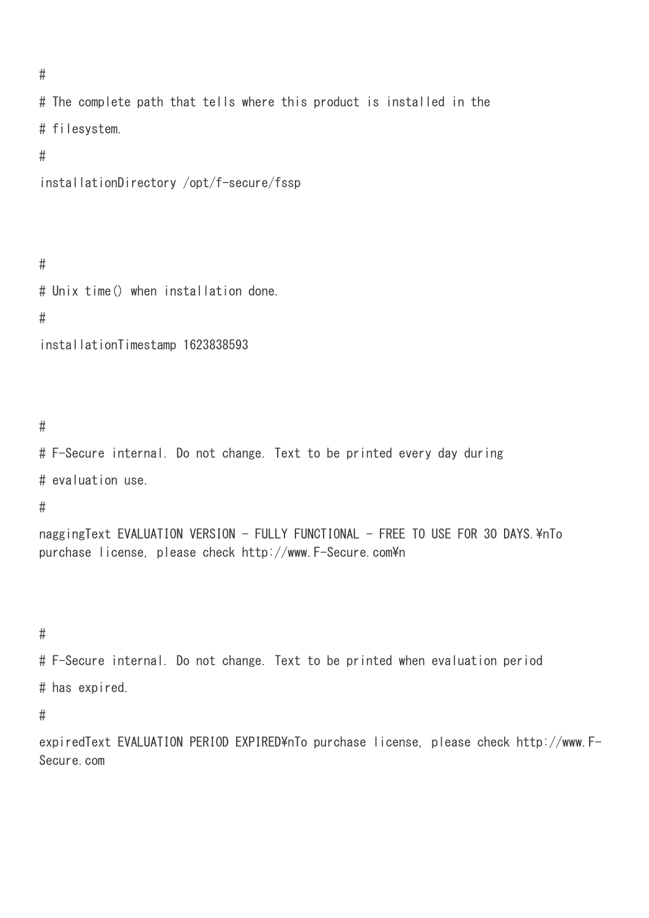```
#
# The complete path that tells where this product is installed in the
# filesystem.
#
installationDirectory /opt/f-secure/fssp



#
# Unix time() when installation done.
#
installationTimestamp 1623838593



#
# F-Secure internal. Do not change. Text to be printed every day during
# evaluation use.
#
naggingText EVALUATION VERSION - FULLY FUNCTIONAL - FREE TO USE FOR 30 DAYS.¥nTo purchase license, please check http://www.F-Secure.com¥n



#
# F-Secure internal. Do not change. Text to be printed when evaluation period
# has expired.
#
expiredText EVALUATION PERIOD EXPIRED¥nTo purchase license, please check http://www.F-Secure.com
```